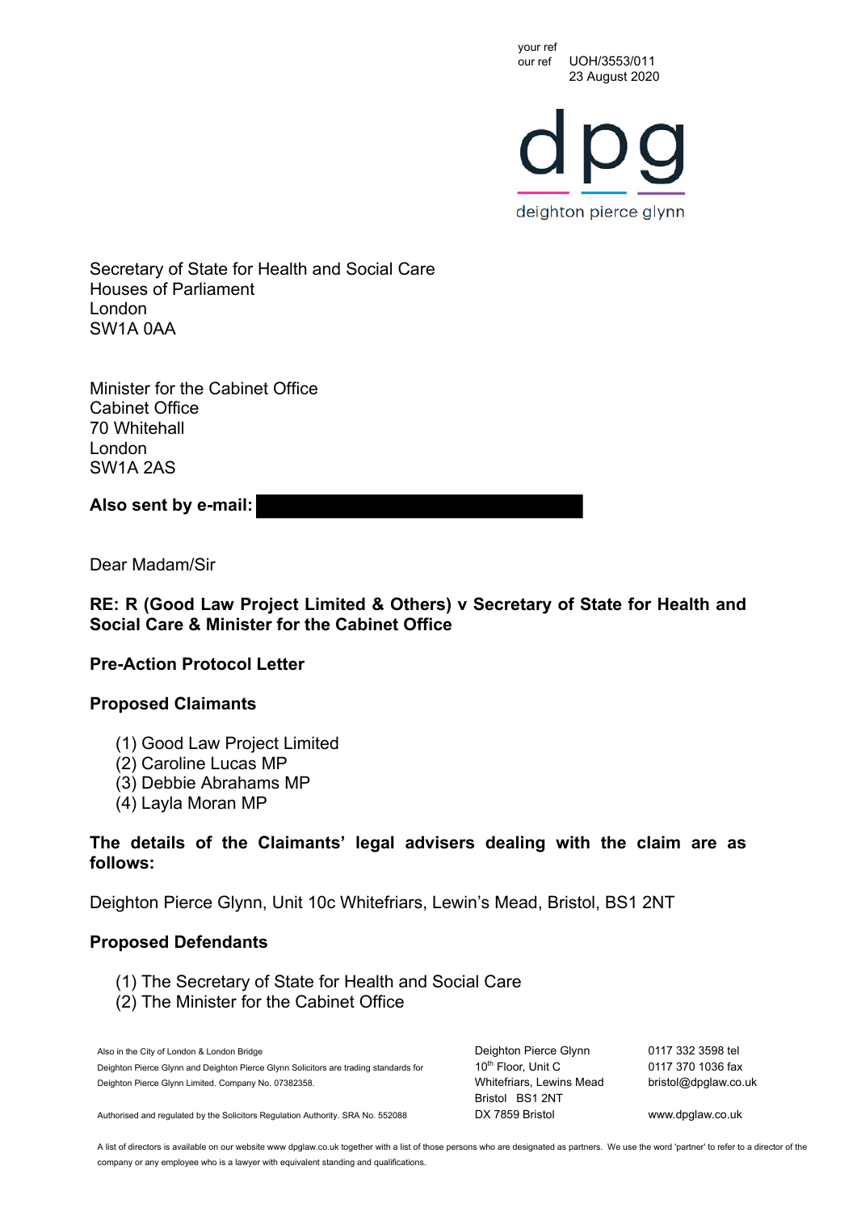your ref
our ref UOH/3553/011
23 August 2020

Secretary of State for Health and Social Care
Houses of Parliament
London
SW1A 0AA

Minister for the Cabinet Office
Cabinet Office
70 Whitehall
London
SW1A 2AS

**Also sent by e-mail:**

Dear Madam/Sir

**RE: R (Good Law Project Limited & Others) v Secretary of State for Health and Social Care & Minister for the Cabinet Office**

**Pre-Action Protocol Letter**

**Proposed Claimants**

(1) Good Law Project Limited
(2) Caroline Lucas MP
(3) Debbie Abrahams MP
(4) Layla Moran MP

**The details of the Claimants' legal advisers dealing with the claim are as follows:**

Deighton Pierce Glynn, Unit 10c Whitefriars, Lewin's Mead, Bristol, BS1 2NT

**Proposed Defendants**

(1) The Secretary of State for Health and Social Care
(2) The Minister for the Cabinet Office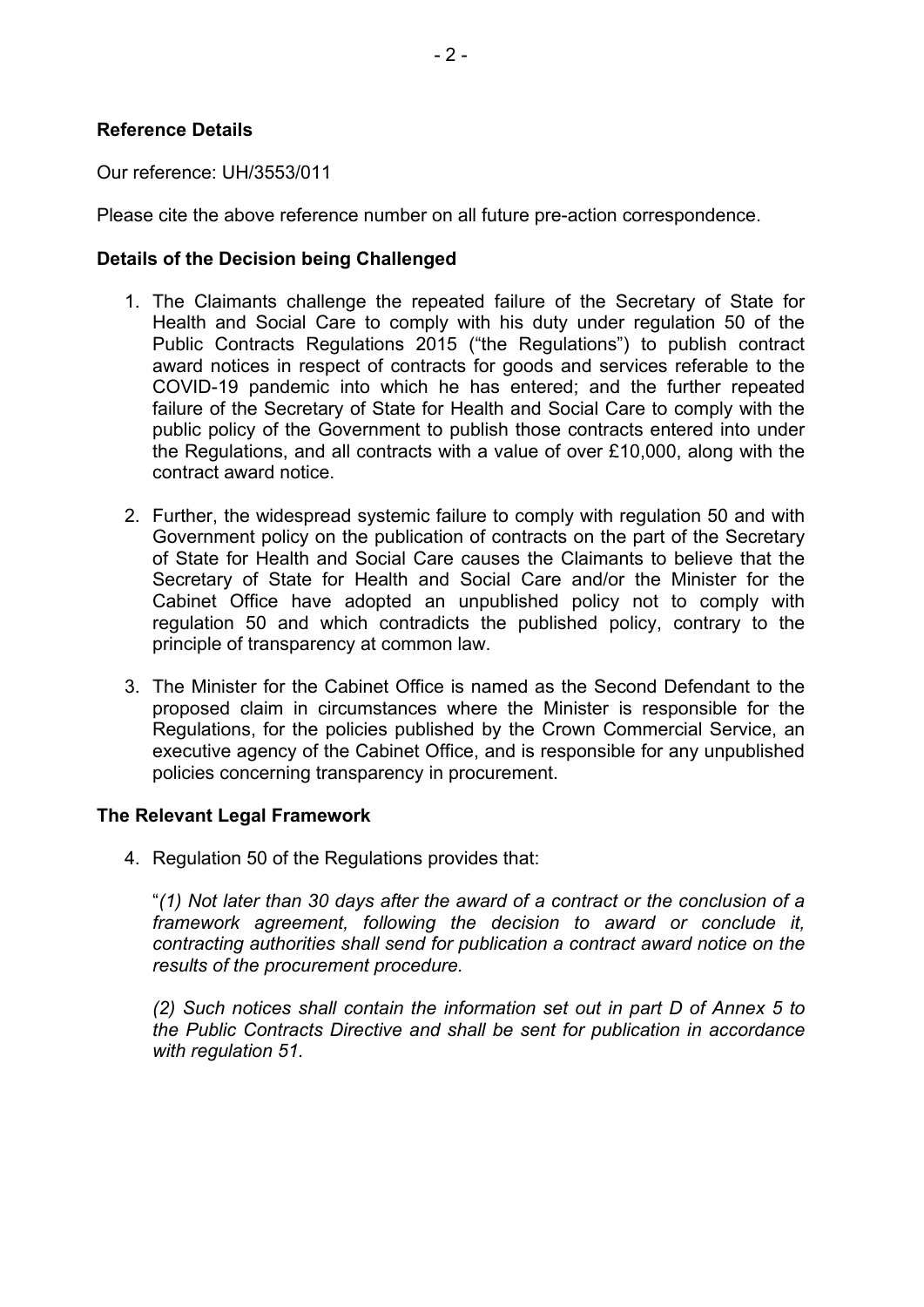**Reference Details**

Our reference: UH/3553/011

Please cite the above reference number on all future pre-action correspondence.

**Details of the Decision being Challenged**

1. The Claimants challenge the repeated failure of the Secretary of State for Health and Social Care to comply with his duty under regulation 50 of the Public Contracts Regulations 2015 ("the Regulations") to publish contract award notices in respect of contracts for goods and services referable to the COVID-19 pandemic into which he has entered; and the further repeated failure of the Secretary of State for Health and Social Care to comply with the public policy of the Government to publish those contracts entered into under the Regulations, and all contracts with a value of over £10,000, along with the contract award notice.

2. Further, the widespread systemic failure to comply with regulation 50 and with Government policy on the publication of contracts on the part of the Secretary of State for Health and Social Care causes the Claimants to believe that the Secretary of State for Health and Social Care and/or the Minister for the Cabinet Office have adopted an unpublished policy not to comply with regulation 50 and which contradicts the published policy, contrary to the principle of transparency at common law.

3. The Minister for the Cabinet Office is named as the Second Defendant to the proposed claim in circumstances where the Minister is responsible for the Regulations, for the policies published by the Crown Commercial Service, an executive agency of the Cabinet Office, and is responsible for any unpublished policies concerning transparency in procurement.

**The Relevant Legal Framework**

4. Regulation 50 of the Regulations provides that:

   "*(1) Not later than 30 days after the award of a contract or the conclusion of a framework agreement, following the decision to award or conclude it, contracting authorities shall send for publication a contract award notice on the results of the procurement procedure.*

   *(2) Such notices shall contain the information set out in part D of Annex 5 to the Public Contracts Directive and shall be sent for publication in accordance with regulation 51.*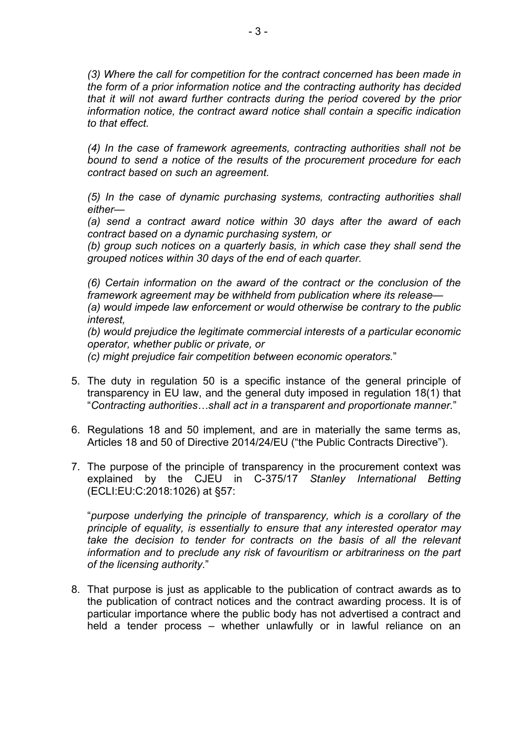*(3) Where the call for competition for the contract concerned has been made in the form of a prior information notice and the contracting authority has decided that it will not award further contracts during the period covered by the prior information notice, the contract award notice shall contain a specific indication to that effect.*

*(4) In the case of framework agreements, contracting authorities shall not be bound to send a notice of the results of the procurement procedure for each contract based on such an agreement.*

*(5) In the case of dynamic purchasing systems, contracting authorities shall either—*
*(a) send a contract award notice within 30 days after the award of each contract based on a dynamic purchasing system, or*
*(b) group such notices on a quarterly basis, in which case they shall send the grouped notices within 30 days of the end of each quarter.*

*(6) Certain information on the award of the contract or the conclusion of the framework agreement may be withheld from publication where its release—*
*(a) would impede law enforcement or would otherwise be contrary to the public interest,*
*(b) would prejudice the legitimate commercial interests of a particular economic operator, whether public or private, or*
*(c) might prejudice fair competition between economic operators.*"

5. The duty in regulation 50 is a specific instance of the general principle of transparency in EU law, and the general duty imposed in regulation 18(1) that "*Contracting authorities…shall act in a transparent and proportionate manner.*"

6. Regulations 18 and 50 implement, and are in materially the same terms as, Articles 18 and 50 of Directive 2014/24/EU ("the Public Contracts Directive").

7. The purpose of the principle of transparency in the procurement context was explained by the CJEU in C-375/17 *Stanley International Betting* (ECLI:EU:C:2018:1026) at §57:

   "*purpose underlying the principle of transparency, which is a corollary of the principle of equality, is essentially to ensure that any interested operator may take the decision to tender for contracts on the basis of all the relevant information and to preclude any risk of favouritism or arbitrariness on the part of the licensing authority.*"

8. That purpose is just as applicable to the publication of contract awards as to the publication of contract notices and the contract awarding process. It is of particular importance where the public body has not advertised a contract and held a tender process – whether unlawfully or in lawful reliance on an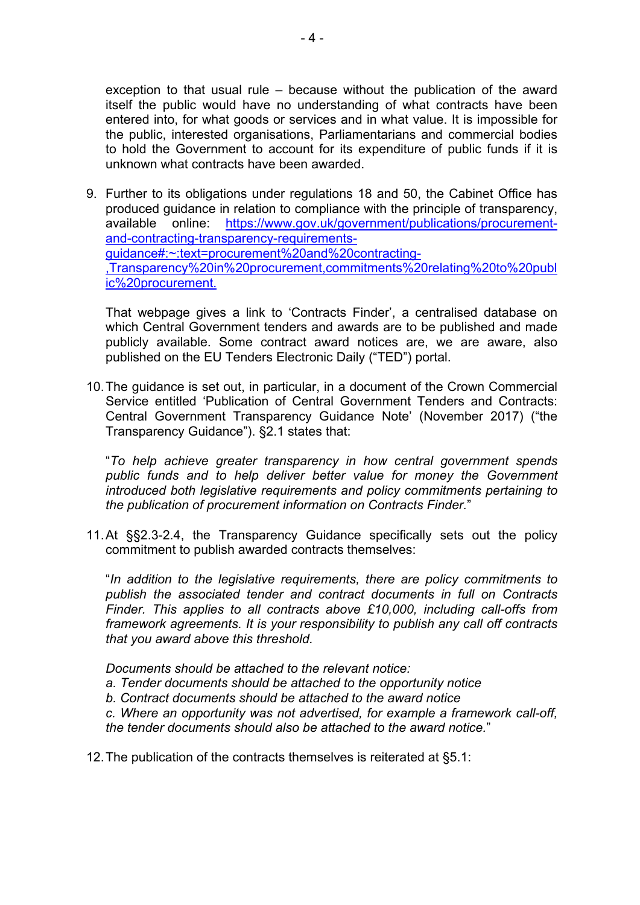exception to that usual rule – because without the publication of the award itself the public would have no understanding of what contracts have been entered into, for what goods or services and in what value. It is impossible for the public, interested organisations, Parliamentarians and commercial bodies to hold the Government to account for its expenditure of public funds if it is unknown what contracts have been awarded.

9. Further to its obligations under regulations 18 and 50, the Cabinet Office has produced guidance in relation to compliance with the principle of transparency, available online: [https://www.gov.uk/government/publications/procurement-and-contracting-transparency-requirements-guidance#:~:text=procurement%20and%20contracting-,Transparency%20in%20procurement,commitments%20relating%20to%20public%20procurement.](https://www.gov.uk/government/publications/procurement-and-contracting-transparency-requirements-guidance#:~:text=procurement%20and%20contracting-,Transparency%20in%20procurement,commitments%20relating%20to%20public%20procurement.)

   That webpage gives a link to 'Contracts Finder', a centralised database on which Central Government tenders and awards are to be published and made publicly available. Some contract award notices are, we are aware, also published on the EU Tenders Electronic Daily ("TED") portal.

10. The guidance is set out, in particular, in a document of the Crown Commercial Service entitled 'Publication of Central Government Tenders and Contracts: Central Government Transparency Guidance Note' (November 2017) ("the Transparency Guidance"). §2.1 states that:

   "*To help achieve greater transparency in how central government spends public funds and to help deliver better value for money the Government introduced both legislative requirements and policy commitments pertaining to the publication of procurement information on Contracts Finder.*"

11. At §§2.3-2.4, the Transparency Guidance specifically sets out the policy commitment to publish awarded contracts themselves:

   "*In addition to the legislative requirements, there are policy commitments to publish the associated tender and contract documents in full on Contracts Finder. This applies to all contracts above £10,000, including call-offs from framework agreements. It is your responsibility to publish any call off contracts that you award above this threshold.*

   *Documents should be attached to the relevant notice:*
   *a. Tender documents should be attached to the opportunity notice*
   *b. Contract documents should be attached to the award notice*
   *c. Where an opportunity was not advertised, for example a framework call-off, the tender documents should also be attached to the award notice.*"

12. The publication of the contracts themselves is reiterated at §5.1: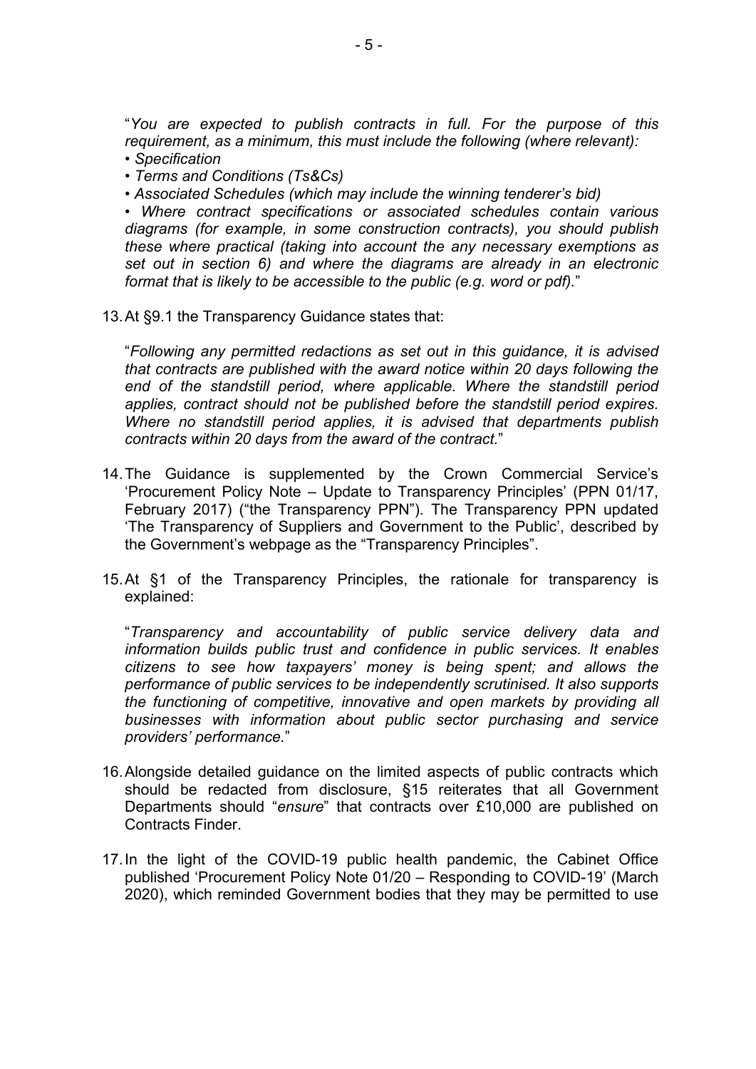"*You are expected to publish contracts in full. For the purpose of this requirement, as a minimum, this must include the following (where relevant):*
*• Specification*
*• Terms and Conditions (Ts&Cs)*
*• Associated Schedules (which may include the winning tenderer's bid)*
*• Where contract specifications or associated schedules contain various diagrams (for example, in some construction contracts), you should publish these where practical (taking into account the any necessary exemptions as set out in section 6) and where the diagrams are already in an electronic format that is likely to be accessible to the public (e.g. word or pdf).*"

13. At §9.1 the Transparency Guidance states that:

"*Following any permitted redactions as set out in this guidance, it is advised that contracts are published with the award notice within 20 days following the end of the standstill period, where applicable. Where the standstill period applies, contract should not be published before the standstill period expires. Where no standstill period applies, it is advised that departments publish contracts within 20 days from the award of the contract.*"

14. The Guidance is supplemented by the Crown Commercial Service's 'Procurement Policy Note – Update to Transparency Principles' (PPN 01/17, February 2017) ("the Transparency PPN"). The Transparency PPN updated 'The Transparency of Suppliers and Government to the Public', described by the Government's webpage as the "Transparency Principles".

15. At §1 of the Transparency Principles, the rationale for transparency is explained:

"*Transparency and accountability of public service delivery data and information builds public trust and confidence in public services. It enables citizens to see how taxpayers' money is being spent; and allows the performance of public services to be independently scrutinised. It also supports the functioning of competitive, innovative and open markets by providing all businesses with information about public sector purchasing and service providers' performance.*"

16. Alongside detailed guidance on the limited aspects of public contracts which should be redacted from disclosure, §15 reiterates that all Government Departments should "*ensure*" that contracts over £10,000 are published on Contracts Finder.

17. In the light of the COVID-19 public health pandemic, the Cabinet Office published 'Procurement Policy Note 01/20 – Responding to COVID-19' (March 2020), which reminded Government bodies that they may be permitted to use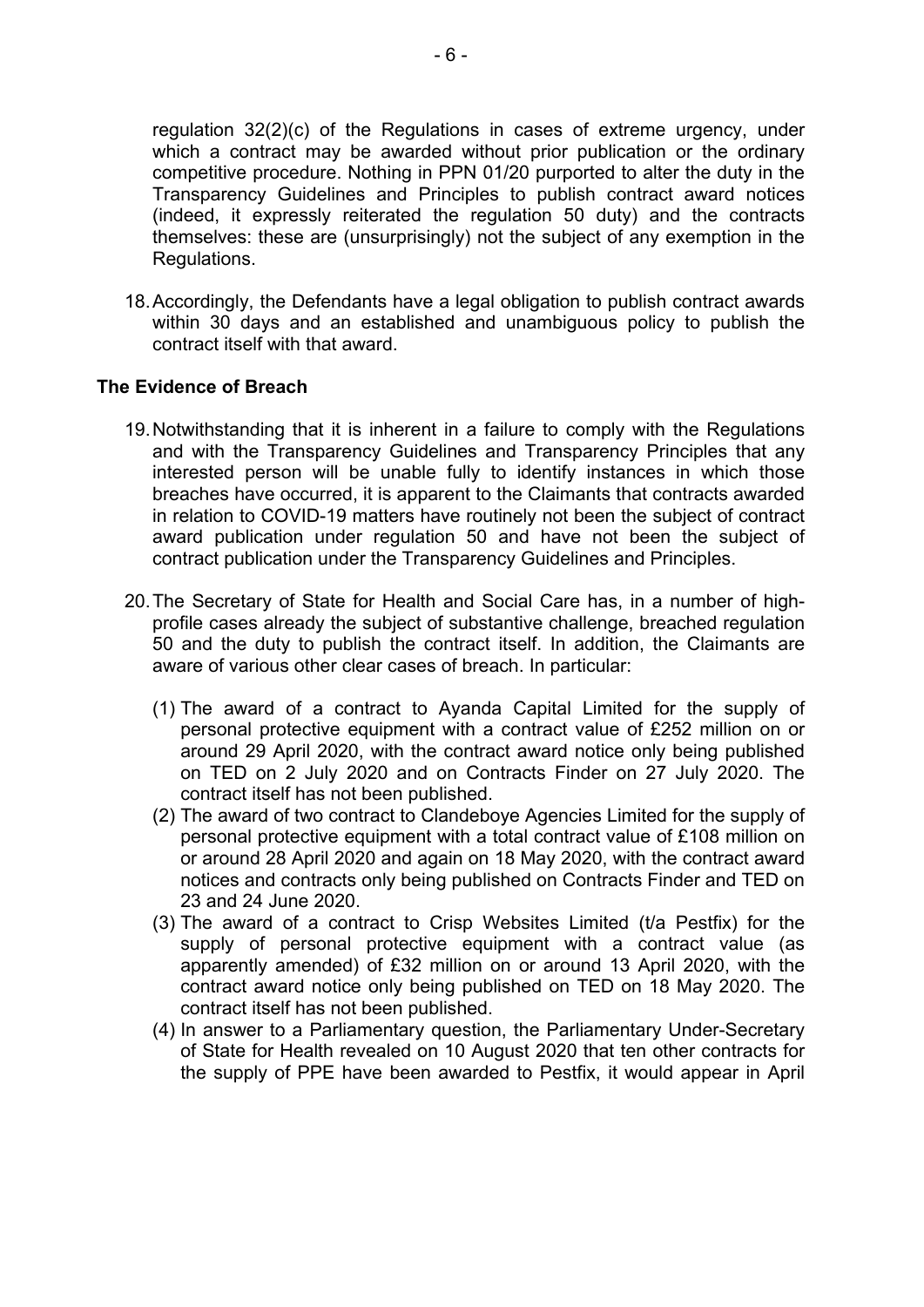regulation 32(2)(c) of the Regulations in cases of extreme urgency, under which a contract may be awarded without prior publication or the ordinary competitive procedure. Nothing in PPN 01/20 purported to alter the duty in the Transparency Guidelines and Principles to publish contract award notices (indeed, it expressly reiterated the regulation 50 duty) and the contracts themselves: these are (unsurprisingly) not the subject of any exemption in the Regulations.

18. Accordingly, the Defendants have a legal obligation to publish contract awards within 30 days and an established and unambiguous policy to publish the contract itself with that award.

**The Evidence of Breach**

19. Notwithstanding that it is inherent in a failure to comply with the Regulations and with the Transparency Guidelines and Transparency Principles that any interested person will be unable fully to identify instances in which those breaches have occurred, it is apparent to the Claimants that contracts awarded in relation to COVID-19 matters have routinely not been the subject of contract award publication under regulation 50 and have not been the subject of contract publication under the Transparency Guidelines and Principles.

20. The Secretary of State for Health and Social Care has, in a number of high-profile cases already the subject of substantive challenge, breached regulation 50 and the duty to publish the contract itself. In addition, the Claimants are aware of various other clear cases of breach. In particular:

    (1) The award of a contract to Ayanda Capital Limited for the supply of personal protective equipment with a contract value of £252 million on or around 29 April 2020, with the contract award notice only being published on TED on 2 July 2020 and on Contracts Finder on 27 July 2020. The contract itself has not been published.
    (2) The award of two contract to Clandeboye Agencies Limited for the supply of personal protective equipment with a total contract value of £108 million on or around 28 April 2020 and again on 18 May 2020, with the contract award notices and contracts only being published on Contracts Finder and TED on 23 and 24 June 2020.
    (3) The award of a contract to Crisp Websites Limited (t/a Pestfix) for the supply of personal protective equipment with a contract value (as apparently amended) of £32 million on or around 13 April 2020, with the contract award notice only being published on TED on 18 May 2020. The contract itself has not been published.
    (4) In answer to a Parliamentary question, the Parliamentary Under-Secretary of State for Health revealed on 10 August 2020 that ten other contracts for the supply of PPE have been awarded to Pestfix, it would appear in April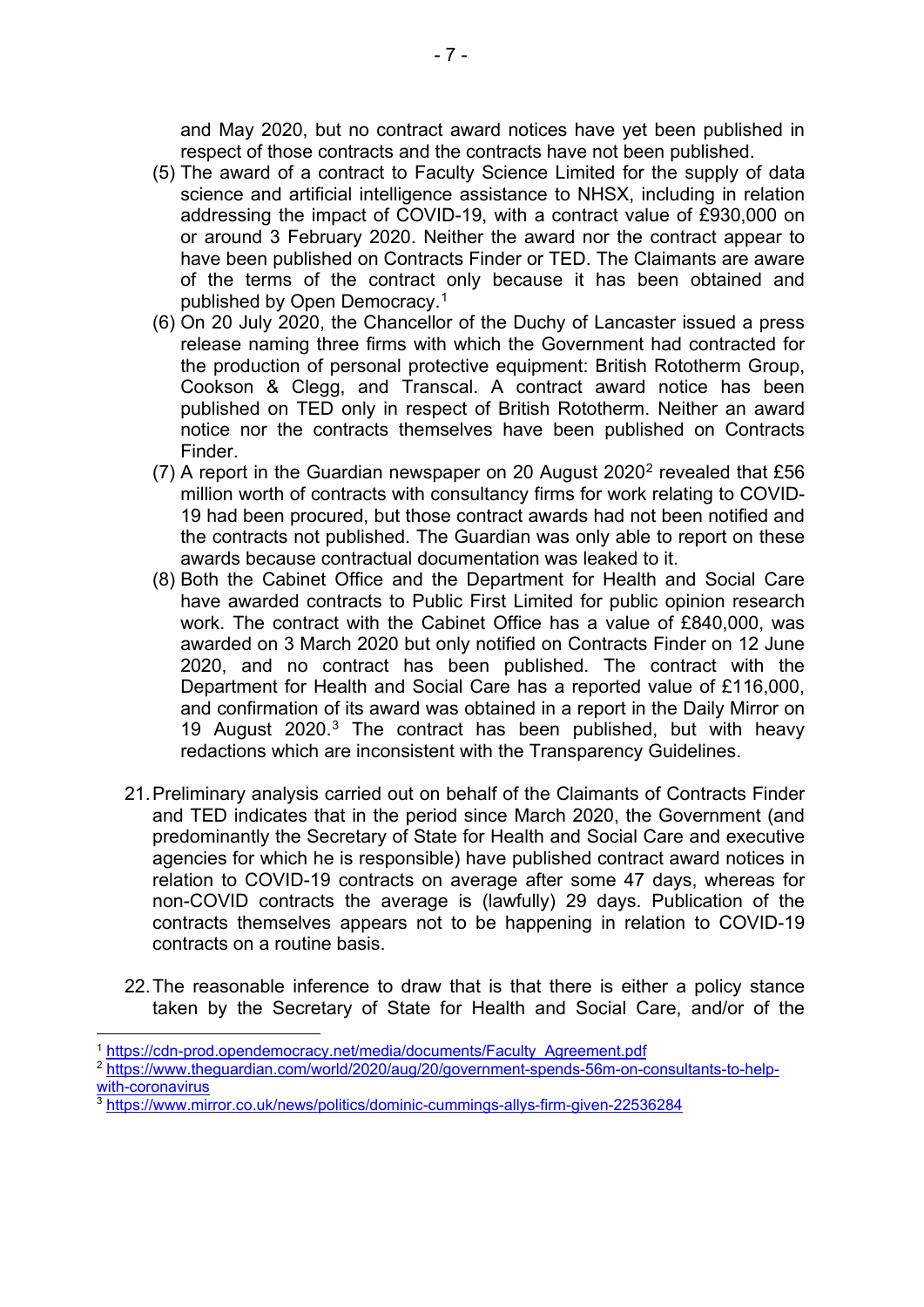and May 2020, but no contract award notices have yet been published in respect of those contracts and the contracts have not been published.

(5) The award of a contract to Faculty Science Limited for the supply of data science and artificial intelligence assistance to NHSX, including in relation addressing the impact of COVID-19, with a contract value of £930,000 on or around 3 February 2020. Neither the award nor the contract appear to have been published on Contracts Finder or TED. The Claimants are aware of the terms of the contract only because it has been obtained and published by Open Democracy.[1]

(6) On 20 July 2020, the Chancellor of the Duchy of Lancaster issued a press release naming three firms with which the Government had contracted for the production of personal protective equipment: British Rototherm Group, Cookson & Clegg, and Transcal. A contract award notice has been published on TED only in respect of British Rototherm. Neither an award notice nor the contracts themselves have been published on Contracts Finder.

(7) A report in the Guardian newspaper on 20 August 2020[2] revealed that £56 million worth of contracts with consultancy firms for work relating to COVID-19 had been procured, but those contract awards had not been notified and the contracts not published. The Guardian was only able to report on these awards because contractual documentation was leaked to it.

(8) Both the Cabinet Office and the Department for Health and Social Care have awarded contracts to Public First Limited for public opinion research work. The contract with the Cabinet Office has a value of £840,000, was awarded on 3 March 2020 but only notified on Contracts Finder on 12 June 2020, and no contract has been published. The contract with the Department for Health and Social Care has a reported value of £116,000, and confirmation of its award was obtained in a report in the Daily Mirror on 19 August 2020.[3] The contract has been published, but with heavy redactions which are inconsistent with the Transparency Guidelines.

21. Preliminary analysis carried out on behalf of the Claimants of Contracts Finder and TED indicates that in the period since March 2020, the Government (and predominantly the Secretary of State for Health and Social Care and executive agencies for which he is responsible) have published contract award notices in relation to COVID-19 contracts on average after some 47 days, whereas for non-COVID contracts the average is (lawfully) 29 days. Publication of the contracts themselves appears not to be happening in relation to COVID-19 contracts on a routine basis.

22. The reasonable inference to draw that is that there is either a policy stance taken by the Secretary of State for Health and Social Care, and/or of the

---

[1] https://cdn-prod.opendemocracy.net/media/documents/Faculty_Agreement.pdf

[2] https://www.theguardian.com/world/2020/aug/20/government-spends-56m-on-consultants-to-help-with-coronavirus

[3] https://www.mirror.co.uk/news/politics/dominic-cummings-allys-firm-given-22536284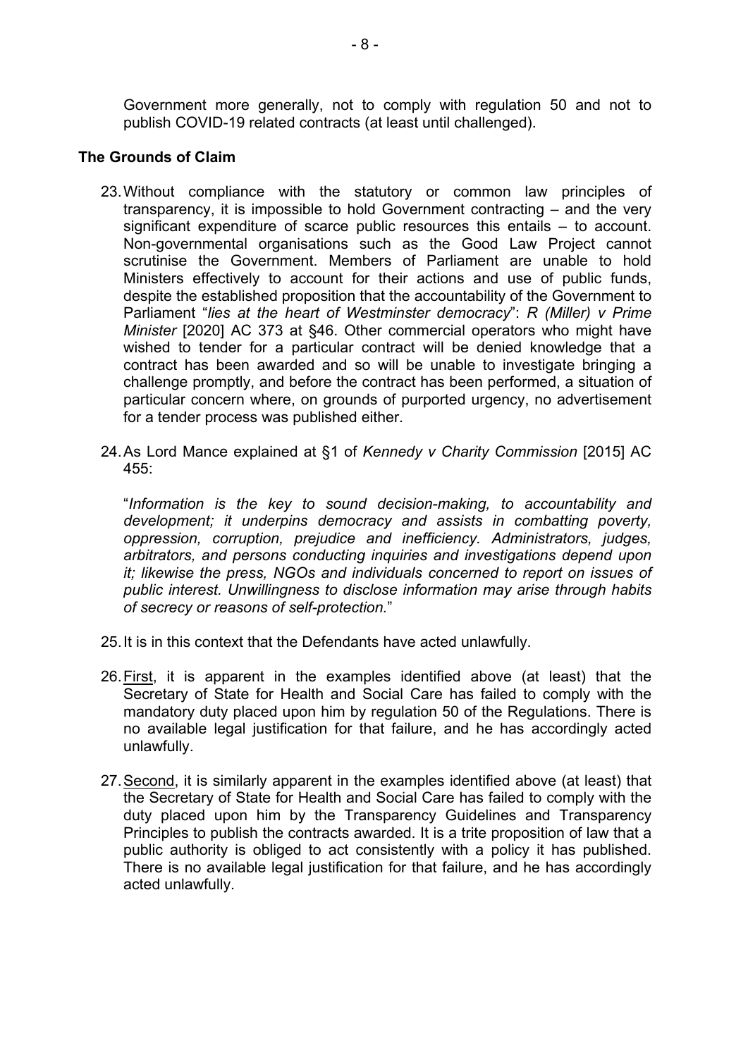Government more generally, not to comply with regulation 50 and not to publish COVID-19 related contracts (at least until challenged).

**The Grounds of Claim**

23. Without compliance with the statutory or common law principles of transparency, it is impossible to hold Government contracting – and the very significant expenditure of scarce public resources this entails – to account. Non-governmental organisations such as the Good Law Project cannot scrutinise the Government. Members of Parliament are unable to hold Ministers effectively to account for their actions and use of public funds, despite the established proposition that the accountability of the Government to Parliament "*lies at the heart of Westminster democracy*": *R (Miller) v Prime Minister* [2020] AC 373 at §46. Other commercial operators who might have wished to tender for a particular contract will be denied knowledge that a contract has been awarded and so will be unable to investigate bringing a challenge promptly, and before the contract has been performed, a situation of particular concern where, on grounds of purported urgency, no advertisement for a tender process was published either.

24. As Lord Mance explained at §1 of *Kennedy v Charity Commission* [2015] AC 455:

    "*Information is the key to sound decision-making, to accountability and development; it underpins democracy and assists in combatting poverty, oppression, corruption, prejudice and inefficiency. Administrators, judges, arbitrators, and persons conducting inquiries and investigations depend upon it; likewise the press, NGOs and individuals concerned to report on issues of public interest. Unwillingness to disclose information may arise through habits of secrecy or reasons of self-protection.*"

25. It is in this context that the Defendants have acted unlawfully.

26. First, it is apparent in the examples identified above (at least) that the Secretary of State for Health and Social Care has failed to comply with the mandatory duty placed upon him by regulation 50 of the Regulations. There is no available legal justification for that failure, and he has accordingly acted unlawfully.

27. Second, it is similarly apparent in the examples identified above (at least) that the Secretary of State for Health and Social Care has failed to comply with the duty placed upon him by the Transparency Guidelines and Transparency Principles to publish the contracts awarded. It is a trite proposition of law that a public authority is obliged to act consistently with a policy it has published. There is no available legal justification for that failure, and he has accordingly acted unlawfully.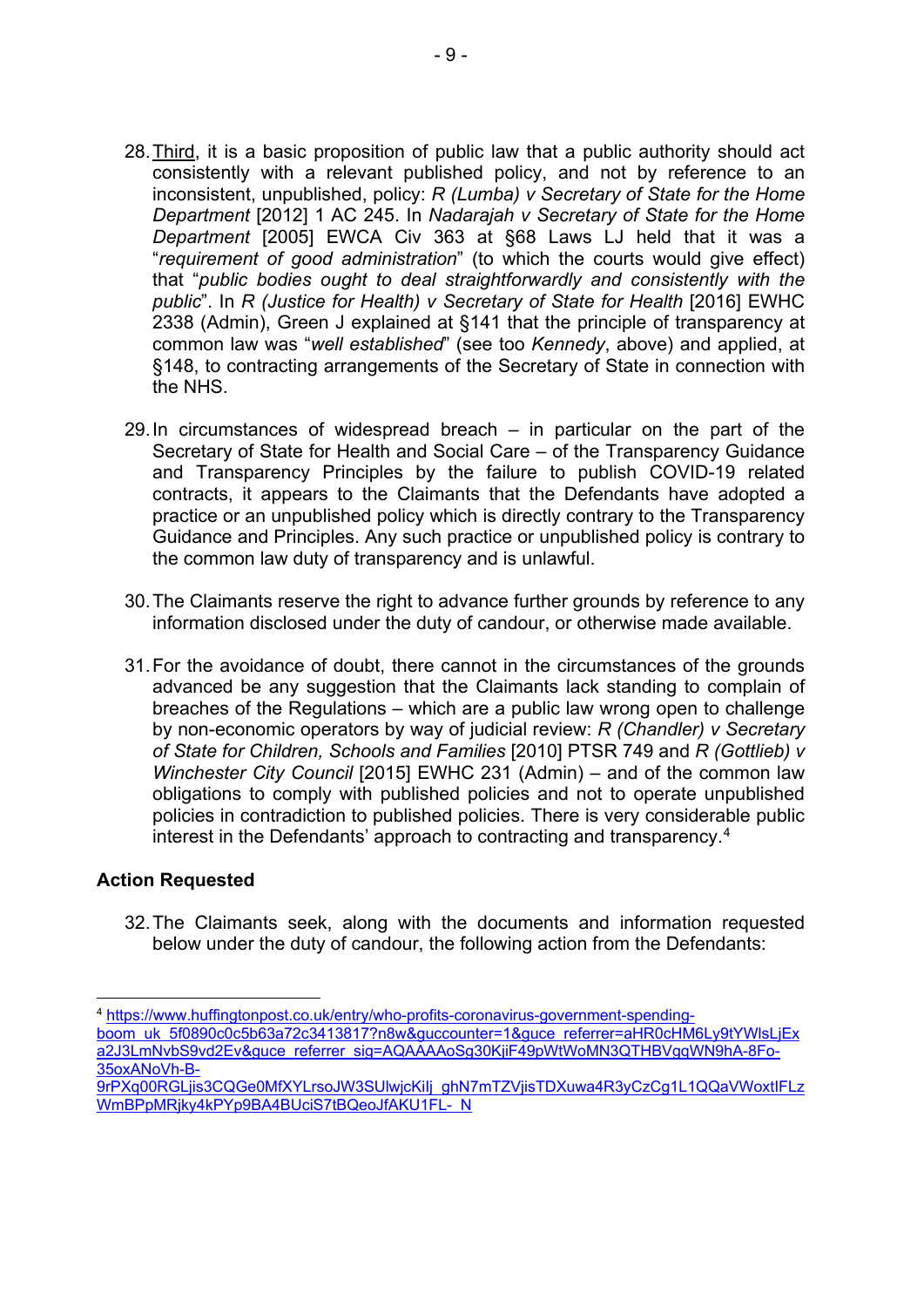28. Third, it is a basic proposition of public law that a public authority should act consistently with a relevant published policy, and not by reference to an inconsistent, unpublished, policy: *R (Lumba) v Secretary of State for the Home Department* [2012] 1 AC 245. In *Nadarajah v Secretary of State for the Home Department* [2005] EWCA Civ 363 at §68 Laws LJ held that it was a "*requirement of good administration*" (to which the courts would give effect) that "*public bodies ought to deal straightforwardly and consistently with the public*". In *R (Justice for Health) v Secretary of State for Health* [2016] EWHC 2338 (Admin), Green J explained at §141 that the principle of transparency at common law was "*well established*" (see too *Kennedy*, above) and applied, at §148, to contracting arrangements of the Secretary of State in connection with the NHS.

29. In circumstances of widespread breach – in particular on the part of the Secretary of State for Health and Social Care – of the Transparency Guidance and Transparency Principles by the failure to publish COVID-19 related contracts, it appears to the Claimants that the Defendants have adopted a practice or an unpublished policy which is directly contrary to the Transparency Guidance and Principles. Any such practice or unpublished policy is contrary to the common law duty of transparency and is unlawful.

30. The Claimants reserve the right to advance further grounds by reference to any information disclosed under the duty of candour, or otherwise made available.

31. For the avoidance of doubt, there cannot in the circumstances of the grounds advanced be any suggestion that the Claimants lack standing to complain of breaches of the Regulations – which are a public law wrong open to challenge by non-economic operators by way of judicial review: *R (Chandler) v Secretary of State for Children, Schools and Families* [2010] PTSR 749 and *R (Gottlieb) v Winchester City Council* [2015] EWHC 231 (Admin) – and of the common law obligations to comply with published policies and not to operate unpublished policies in contradiction to published policies. There is very considerable public interest in the Defendants' approach to contracting and transparency.[4]

## Action Requested

32. The Claimants seek, along with the documents and information requested below under the duty of candour, the following action from the Defendants:

---

[4] https://www.huffingtonpost.co.uk/entry/who-profits-coronavirus-government-spending-boom_uk_5f0890c0c5b63a72c3413817?n8w&guccounter=1&guce_referrer=aHR0cHM6Ly9tYWlsLjExa2J3LmNvbS9vd2Ev&guce_referrer_sig=AQAAAAoSg30KjiF49pWtWoMN3QTHBVgqWN9hA-8Fo-35oxANoVh-B-9rPXq00RGLjis3CQGe0MfXYLrsoJW3SUlwjcKiIj_ghN7mTZVjisTDXuwa4R3yCzCg1L1QQaVWoxtIFLzWmBPpMRjky4kPYp9BA4BUciS7tBQeoJfAKU1FL-_N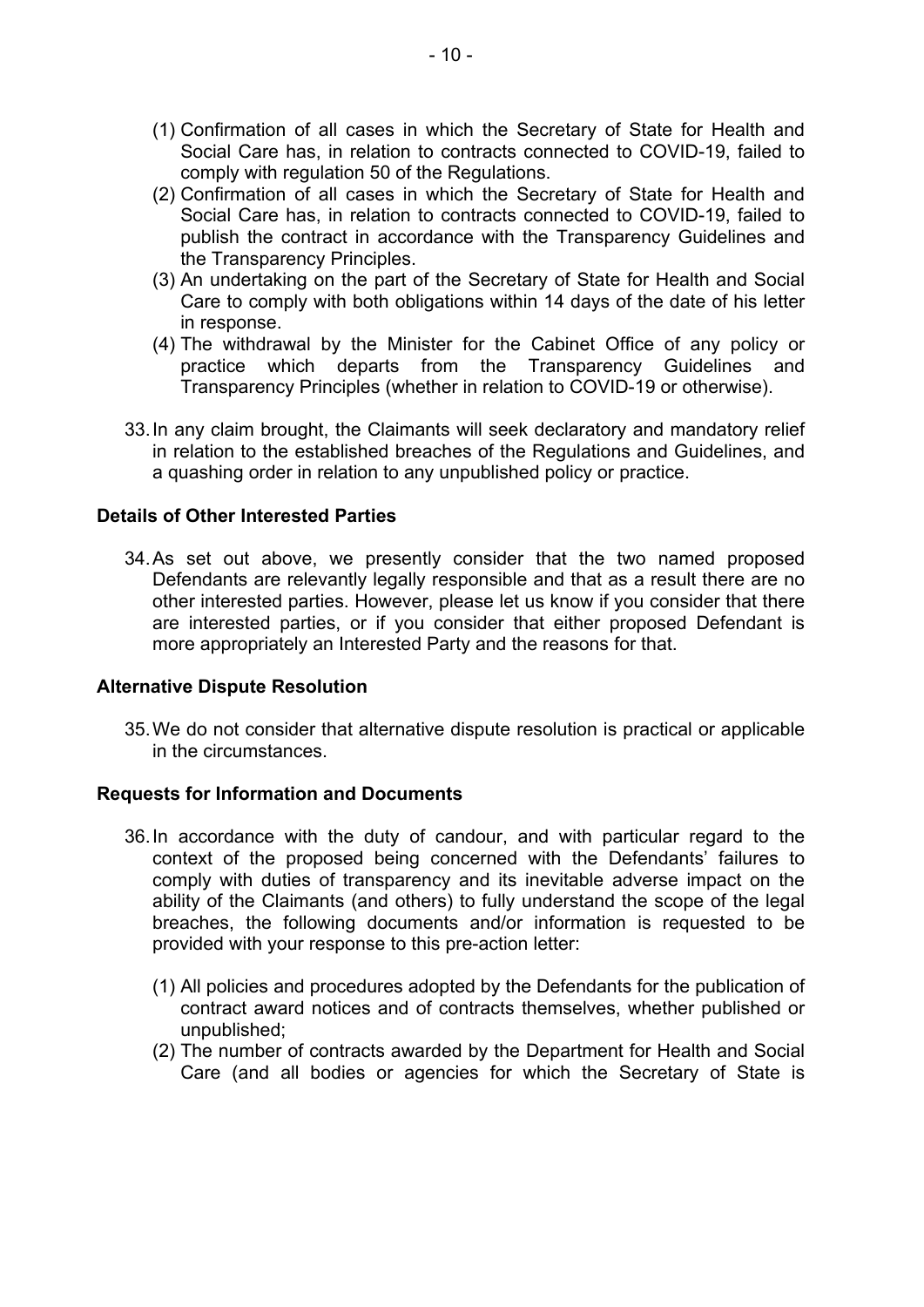(1) Confirmation of all cases in which the Secretary of State for Health and Social Care has, in relation to contracts connected to COVID-19, failed to comply with regulation 50 of the Regulations.

(2) Confirmation of all cases in which the Secretary of State for Health and Social Care has, in relation to contracts connected to COVID-19, failed to publish the contract in accordance with the Transparency Guidelines and the Transparency Principles.

(3) An undertaking on the part of the Secretary of State for Health and Social Care to comply with both obligations within 14 days of the date of his letter in response.

(4) The withdrawal by the Minister for the Cabinet Office of any policy or practice which departs from the Transparency Guidelines and Transparency Principles (whether in relation to COVID-19 or otherwise).

33. In any claim brought, the Claimants will seek declaratory and mandatory relief in relation to the established breaches of the Regulations and Guidelines, and a quashing order in relation to any unpublished policy or practice.

**Details of Other Interested Parties**

34. As set out above, we presently consider that the two named proposed Defendants are relevantly legally responsible and that as a result there are no other interested parties. However, please let us know if you consider that there are interested parties, or if you consider that either proposed Defendant is more appropriately an Interested Party and the reasons for that.

**Alternative Dispute Resolution**

35. We do not consider that alternative dispute resolution is practical or applicable in the circumstances.

**Requests for Information and Documents**

36. In accordance with the duty of candour, and with particular regard to the context of the proposed being concerned with the Defendants' failures to comply with duties of transparency and its inevitable adverse impact on the ability of the Claimants (and others) to fully understand the scope of the legal breaches, the following documents and/or information is requested to be provided with your response to this pre-action letter:

(1) All policies and procedures adopted by the Defendants for the publication of contract award notices and of contracts themselves, whether published or unpublished;

(2) The number of contracts awarded by the Department for Health and Social Care (and all bodies or agencies for which the Secretary of State is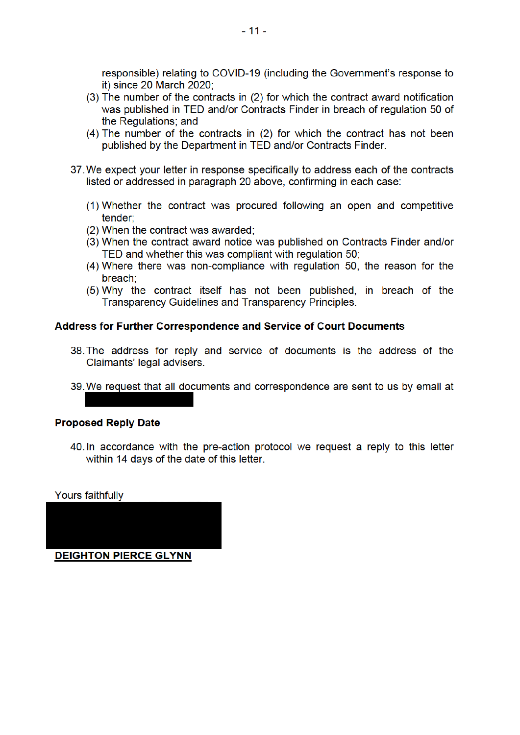responsible) relating to COVID-19 (including the Government's response to it) since 20 March 2020;

(3) The number of the contracts in (2) for which the contract award notification was published in TED and/or Contracts Finder in breach of regulation 50 of the Regulations; and

(4) The number of the contracts in (2) for which the contract has not been published by the Department in TED and/or Contracts Finder.

37. We expect your letter in response specifically to address each of the contracts listed or addressed in paragraph 20 above, confirming in each case:

(1) Whether the contract was procured following an open and competitive tender;

(2) When the contract was awarded;

(3) When the contract award notice was published on Contracts Finder and/or TED and whether this was compliant with regulation 50;

(4) Where there was non-compliance with regulation 50, the reason for the breach;

(5) Why the contract itself has not been published, in breach of the Transparency Guidelines and Transparency Principles.

**Address for Further Correspondence and Service of Court Documents**

38. The address for reply and service of documents is the address of the Claimants' legal advisers.

39. We request that all documents and correspondence are sent to us by email at

**Proposed Reply Date**

40. In accordance with the pre-action protocol we request a reply to this letter within 14 days of the date of this letter.

Yours faithfully

**<u>DEIGHTON PIERCE GLYNN</u>**